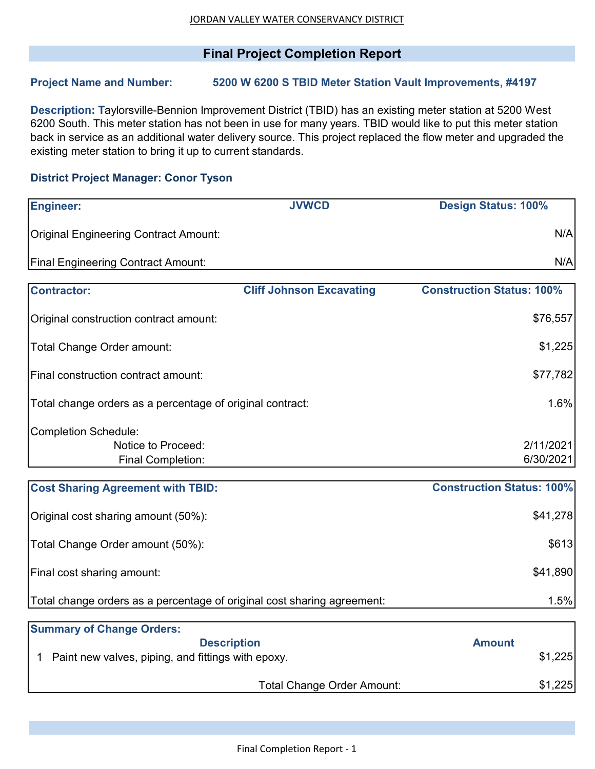JORDAN VALLEY WATER CONSERVANCY DISTRICT

# Final Project Completion Report

**Project Name and Number:** **5200 W 6200 S TBID Meter Station Vault Improvements, #4197**

**Description:** Taylorsville-Bennion Improvement District (TBID) has an existing meter station at 5200 West 6200 South. This meter station has not been in use for many years. TBID would like to put this meter station back in service as an additional water delivery source. This project replaced the flow meter and upgraded the existing meter station to bring it up to current standards.

**District Project Manager: Conor Tyson**

| **Engineer:** | **JVWCD** | **Design Status: 100%** |
|---|---|---|
| Original Engineering Contract Amount: | | N/A |
| Final Engineering Contract Amount: | | N/A |

| **Contractor:** | **Cliff Johnson Excavating** | **Construction Status: 100%** |
|---|---|---|
| Original construction contract amount: | | $76,557 |
| Total Change Order amount: | | $1,225 |
| Final construction contract amount: | | $77,782 |
| Total change orders as a percentage of original contract: | | 1.6% |
| Completion Schedule: | | |
| Notice to Proceed: | | 2/11/2021 |
| Final Completion: | | 6/30/2021 |

| **Cost Sharing Agreement with TBID:** | **Construction Status: 100%** |
|---|---|
| Original cost sharing amount (50%): | $41,278 |
| Total Change Order amount (50%): | $613 |
| Final cost sharing amount: | $41,890 |
| Total change orders as a percentage of original cost sharing agreement: | 1.5% |

**Summary of Change Orders:**

| | **Description** | **Amount** |
|---|---|---|
| 1 | Paint new valves, piping, and fittings with epoxy. | $1,225 |
| | Total Change Order Amount: | $1,225 |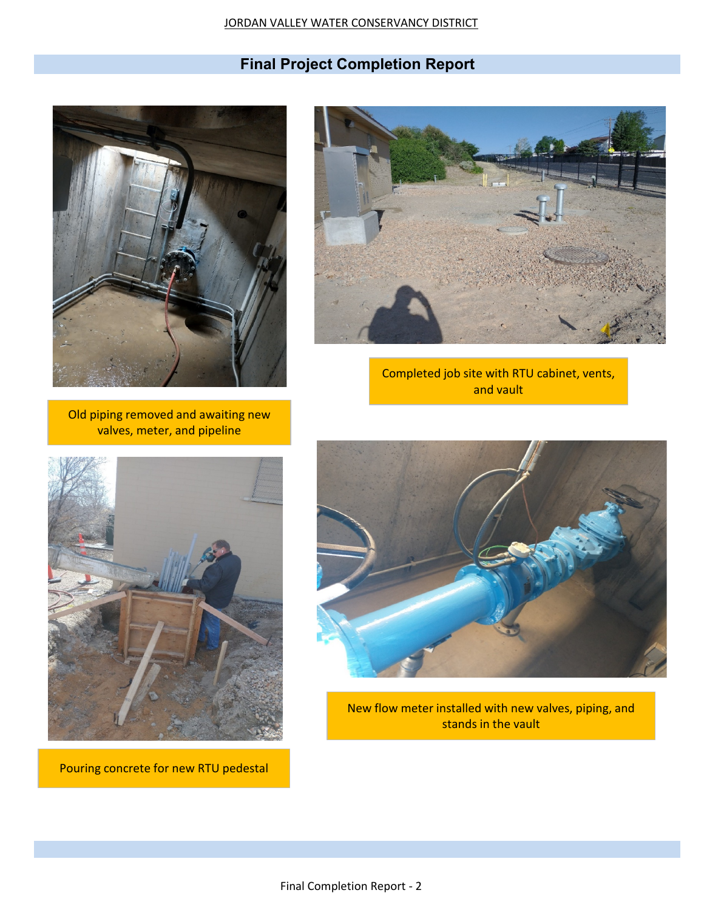## Final Project Completion Report

Old piping removed and awaiting new valves, meter, and pipeline

Completed job site with RTU cabinet, vents, and vault

Pouring concrete for new RTU pedestal

New flow meter installed with new valves, piping, and stands in the vault